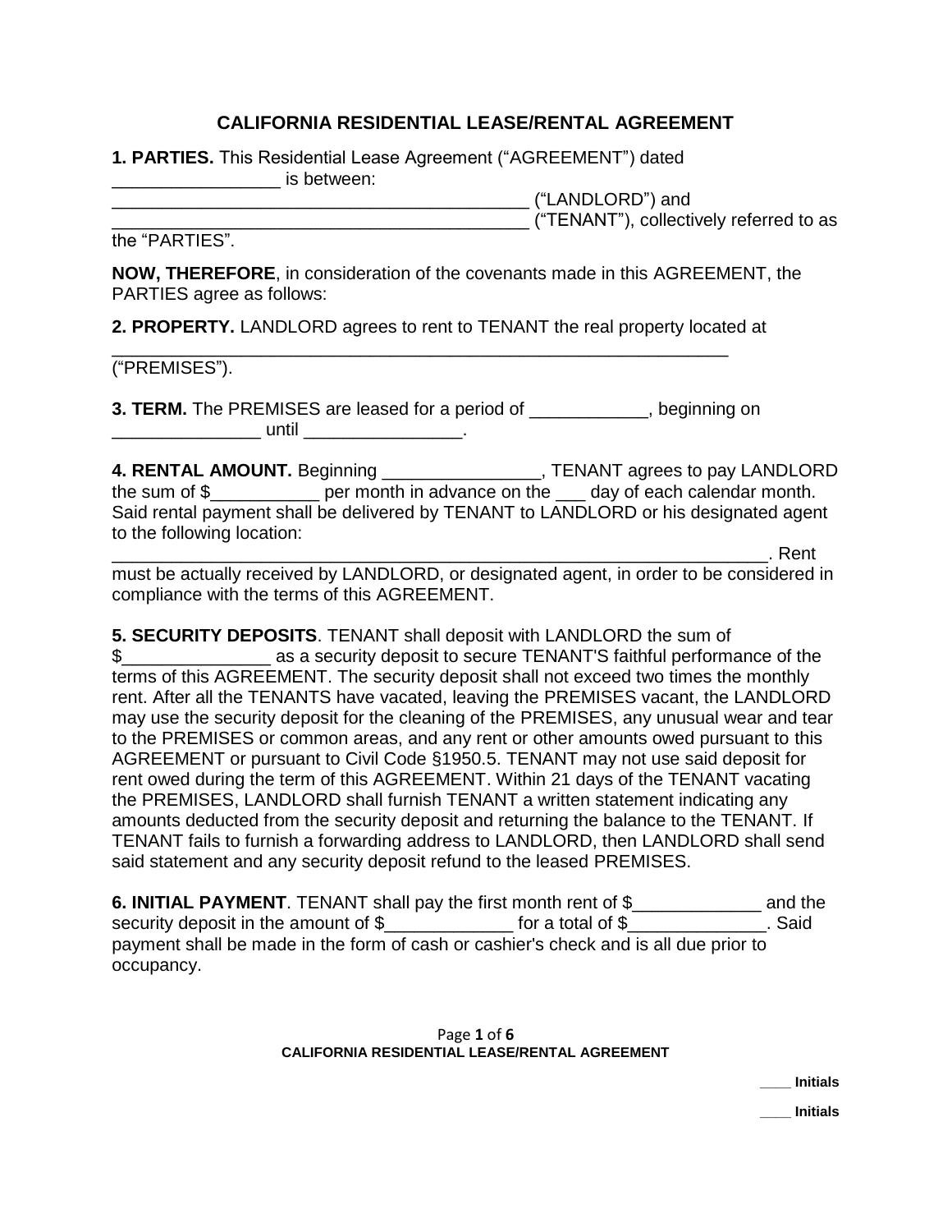# CALIFORNIA RESIDENTIAL LEASE/RENTAL AGREEMENT

**1. PARTIES.** This Residential Lease Agreement ("AGREEMENT") dated _________________ is between:
___________________________________________ ("LANDLORD") and
___________________________________________ ("TENANT"), collectively referred to as the "PARTIES".

**NOW, THEREFORE**, in consideration of the covenants made in this AGREEMENT, the PARTIES agree as follows:

**2. PROPERTY.** LANDLORD agrees to rent to TENANT the real property located at
_________________________________________________________________ ("PREMISES").

**3. TERM.** The PREMISES are leased for a period of ____________, beginning on _______________ until ________________.

**4. RENTAL AMOUNT.** Beginning ________________, TENANT agrees to pay LANDLORD the sum of $___________ per month in advance on the ___ day of each calendar month. Said rental payment shall be delivered by TENANT to LANDLORD or his designated agent to the following location:
___________________________________________________________________. Rent must be actually received by LANDLORD, or designated agent, in order to be considered in compliance with the terms of this AGREEMENT.

**5. SECURITY DEPOSITS**. TENANT shall deposit with LANDLORD the sum of $_______________ as a security deposit to secure TENANT'S faithful performance of the terms of this AGREEMENT. The security deposit shall not exceed two times the monthly rent. After all the TENANTS have vacated, leaving the PREMISES vacant, the LANDLORD may use the security deposit for the cleaning of the PREMISES, any unusual wear and tear to the PREMISES or common areas, and any rent or other amounts owed pursuant to this AGREEMENT or pursuant to Civil Code §1950.5. TENANT may not use said deposit for rent owed during the term of this AGREEMENT. Within 21 days of the TENANT vacating the PREMISES, LANDLORD shall furnish TENANT a written statement indicating any amounts deducted from the security deposit and returning the balance to the TENANT. If TENANT fails to furnish a forwarding address to LANDLORD, then LANDLORD shall send said statement and any security deposit refund to the leased PREMISES.

**6. INITIAL PAYMENT**. TENANT shall pay the first month rent of $_____________ and the security deposit in the amount of $_____________ for a total of $______________. Said payment shall be made in the form of cash or cashier's check and is all due prior to occupancy.

____ **Initials**

____ **Initials**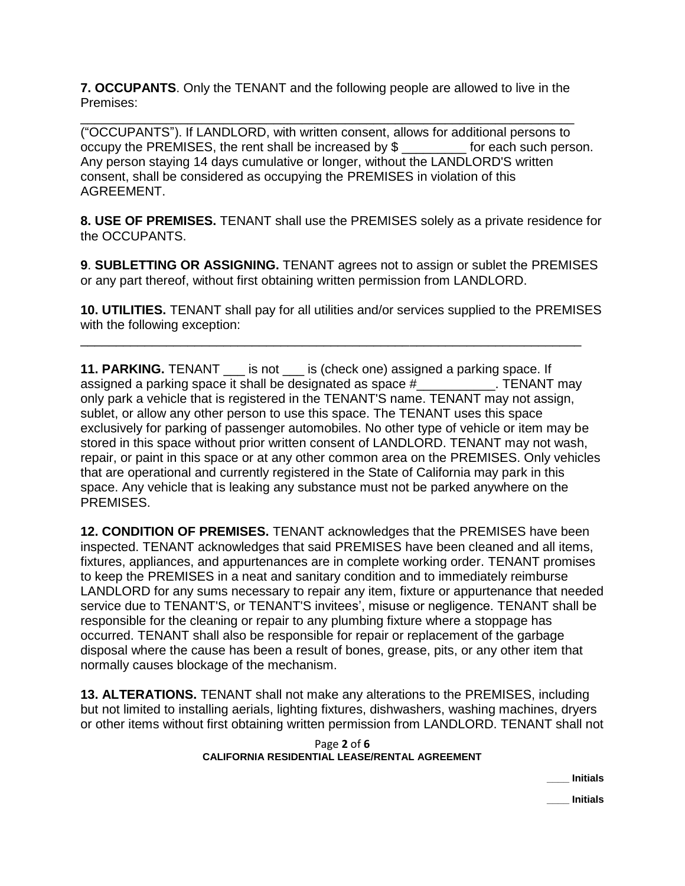**7. OCCUPANTS**. Only the TENANT and the following people are allowed to live in the Premises:

_____________________________________________________________________

("OCCUPANTS"). If LANDLORD, with written consent, allows for additional persons to occupy the PREMISES, the rent shall be increased by $ _________ for each such person. Any person staying 14 days cumulative or longer, without the LANDLORD'S written consent, shall be considered as occupying the PREMISES in violation of this AGREEMENT.

**8. USE OF PREMISES.** TENANT shall use the PREMISES solely as a private residence for the OCCUPANTS.

**9**. **SUBLETTING OR ASSIGNING.** TENANT agrees not to assign or sublet the PREMISES or any part thereof, without first obtaining written permission from LANDLORD.

**10. UTILITIES.** TENANT shall pay for all utilities and/or services supplied to the PREMISES with the following exception:

_______________________________________________________________________

**11. PARKING.** TENANT ___ is not ___ is (check one) assigned a parking space. If assigned a parking space it shall be designated as space #___________. TENANT may only park a vehicle that is registered in the TENANT'S name. TENANT may not assign, sublet, or allow any other person to use this space. The TENANT uses this space exclusively for parking of passenger automobiles. No other type of vehicle or item may be stored in this space without prior written consent of LANDLORD. TENANT may not wash, repair, or paint in this space or at any other common area on the PREMISES. Only vehicles that are operational and currently registered in the State of California may park in this space. Any vehicle that is leaking any substance must not be parked anywhere on the PREMISES.

**12. CONDITION OF PREMISES.** TENANT acknowledges that the PREMISES have been inspected. TENANT acknowledges that said PREMISES have been cleaned and all items, fixtures, appliances, and appurtenances are in complete working order. TENANT promises to keep the PREMISES in a neat and sanitary condition and to immediately reimburse LANDLORD for any sums necessary to repair any item, fixture or appurtenance that needed service due to TENANT'S, or TENANT'S invitees', misuse or negligence. TENANT shall be responsible for the cleaning or repair to any plumbing fixture where a stoppage has occurred. TENANT shall also be responsible for repair or replacement of the garbage disposal where the cause has been a result of bones, grease, pits, or any other item that normally causes blockage of the mechanism.

**13. ALTERATIONS.** TENANT shall not make any alterations to the PREMISES, including but not limited to installing aerials, lighting fixtures, dishwashers, washing machines, dryers or other items without first obtaining written permission from LANDLORD. TENANT shall not

____ **Initials**

____ **Initials**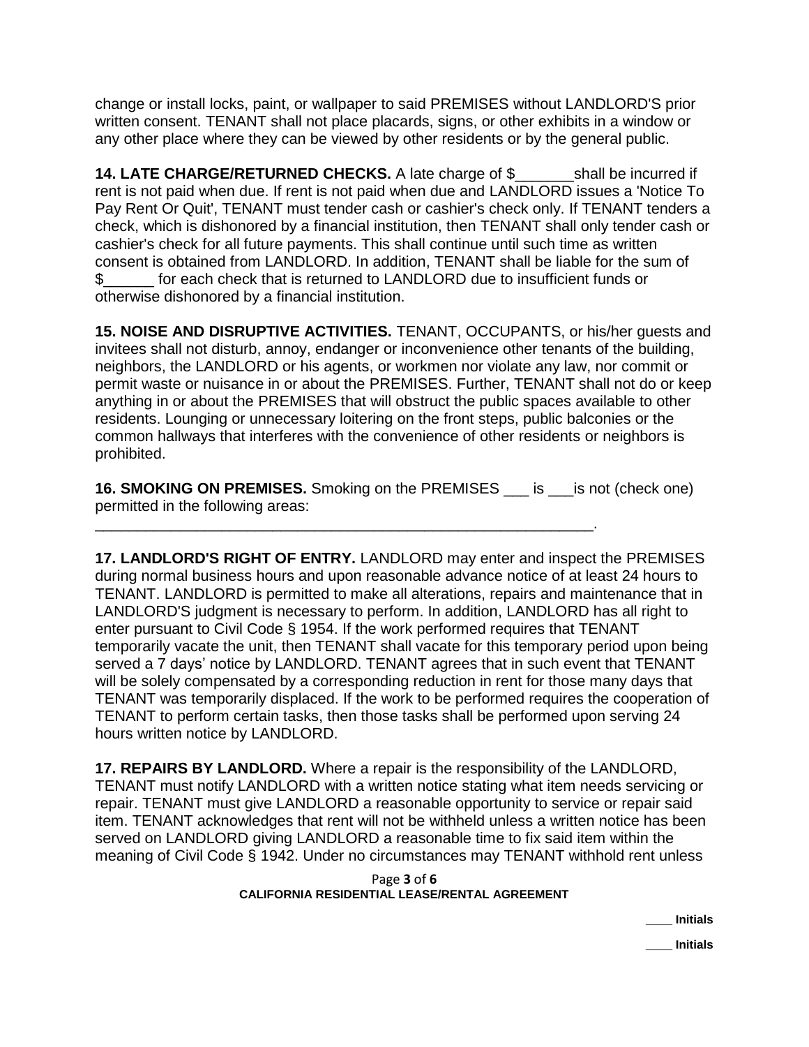change or install locks, paint, or wallpaper to said PREMISES without LANDLORD'S prior written consent. TENANT shall not place placards, signs, or other exhibits in a window or any other place where they can be viewed by other residents or by the general public.

**14. LATE CHARGE/RETURNED CHECKS.** A late charge of $_______shall be incurred if rent is not paid when due. If rent is not paid when due and LANDLORD issues a 'Notice To Pay Rent Or Quit', TENANT must tender cash or cashier's check only. If TENANT tenders a check, which is dishonored by a financial institution, then TENANT shall only tender cash or cashier's check for all future payments. This shall continue until such time as written consent is obtained from LANDLORD. In addition, TENANT shall be liable for the sum of $______ for each check that is returned to LANDLORD due to insufficient funds or otherwise dishonored by a financial institution.

**15. NOISE AND DISRUPTIVE ACTIVITIES.** TENANT, OCCUPANTS, or his/her guests and invitees shall not disturb, annoy, endanger or inconvenience other tenants of the building, neighbors, the LANDLORD or his agents, or workmen nor violate any law, nor commit or permit waste or nuisance in or about the PREMISES. Further, TENANT shall not do or keep anything in or about the PREMISES that will obstruct the public spaces available to other residents. Lounging or unnecessary loitering on the front steps, public balconies or the common hallways that interferes with the convenience of other residents or neighbors is prohibited.

**16. SMOKING ON PREMISES.** Smoking on the PREMISES ___ is ___is not (check one) permitted in the following areas: _______________________________________________________________.

**17. LANDLORD'S RIGHT OF ENTRY.** LANDLORD may enter and inspect the PREMISES during normal business hours and upon reasonable advance notice of at least 24 hours to TENANT. LANDLORD is permitted to make all alterations, repairs and maintenance that in LANDLORD'S judgment is necessary to perform. In addition, LANDLORD has all right to enter pursuant to Civil Code § 1954. If the work performed requires that TENANT temporarily vacate the unit, then TENANT shall vacate for this temporary period upon being served a 7 days' notice by LANDLORD. TENANT agrees that in such event that TENANT will be solely compensated by a corresponding reduction in rent for those many days that TENANT was temporarily displaced. If the work to be performed requires the cooperation of TENANT to perform certain tasks, then those tasks shall be performed upon serving 24 hours written notice by LANDLORD.

**17. REPAIRS BY LANDLORD.** Where a repair is the responsibility of the LANDLORD, TENANT must notify LANDLORD with a written notice stating what item needs servicing or repair. TENANT must give LANDLORD a reasonable opportunity to service or repair said item. TENANT acknowledges that rent will not be withheld unless a written notice has been served on LANDLORD giving LANDLORD a reasonable time to fix said item within the meaning of Civil Code § 1942. Under no circumstances may TENANT withhold rent unless

____ Initials

____ Initials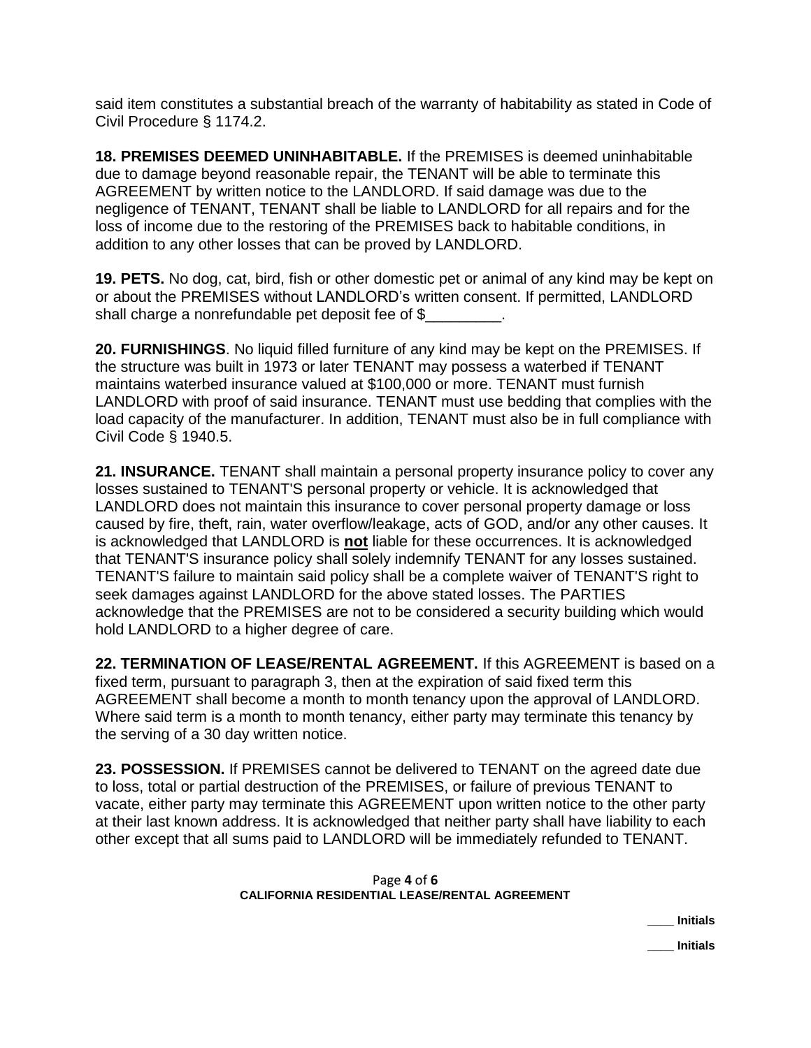said item constitutes a substantial breach of the warranty of habitability as stated in Code of Civil Procedure § 1174.2.

**18. PREMISES DEEMED UNINHABITABLE.** If the PREMISES is deemed uninhabitable due to damage beyond reasonable repair, the TENANT will be able to terminate this AGREEMENT by written notice to the LANDLORD. If said damage was due to the negligence of TENANT, TENANT shall be liable to LANDLORD for all repairs and for the loss of income due to the restoring of the PREMISES back to habitable conditions, in addition to any other losses that can be proved by LANDLORD.

**19. PETS.** No dog, cat, bird, fish or other domestic pet or animal of any kind may be kept on or about the PREMISES without LANDLORD's written consent. If permitted, LANDLORD shall charge a nonrefundable pet deposit fee of $_________.

**20. FURNISHINGS**. No liquid filled furniture of any kind may be kept on the PREMISES. If the structure was built in 1973 or later TENANT may possess a waterbed if TENANT maintains waterbed insurance valued at $100,000 or more. TENANT must furnish LANDLORD with proof of said insurance. TENANT must use bedding that complies with the load capacity of the manufacturer. In addition, TENANT must also be in full compliance with Civil Code § 1940.5.

**21. INSURANCE.** TENANT shall maintain a personal property insurance policy to cover any losses sustained to TENANT'S personal property or vehicle. It is acknowledged that LANDLORD does not maintain this insurance to cover personal property damage or loss caused by fire, theft, rain, water overflow/leakage, acts of GOD, and/or any other causes. It is acknowledged that LANDLORD is **<u>not</u>** liable for these occurrences. It is acknowledged that TENANT'S insurance policy shall solely indemnify TENANT for any losses sustained. TENANT'S failure to maintain said policy shall be a complete waiver of TENANT'S right to seek damages against LANDLORD for the above stated losses. The PARTIES acknowledge that the PREMISES are not to be considered a security building which would hold LANDLORD to a higher degree of care.

**22. TERMINATION OF LEASE/RENTAL AGREEMENT.** If this AGREEMENT is based on a fixed term, pursuant to paragraph 3, then at the expiration of said fixed term this AGREEMENT shall become a month to month tenancy upon the approval of LANDLORD. Where said term is a month to month tenancy, either party may terminate this tenancy by the serving of a 30 day written notice.

**23. POSSESSION.** If PREMISES cannot be delivered to TENANT on the agreed date due to loss, total or partial destruction of the PREMISES, or failure of previous TENANT to vacate, either party may terminate this AGREEMENT upon written notice to the other party at their last known address. It is acknowledged that neither party shall have liability to each other except that all sums paid to LANDLORD will be immediately refunded to TENANT.

____ **Initials**

____ **Initials**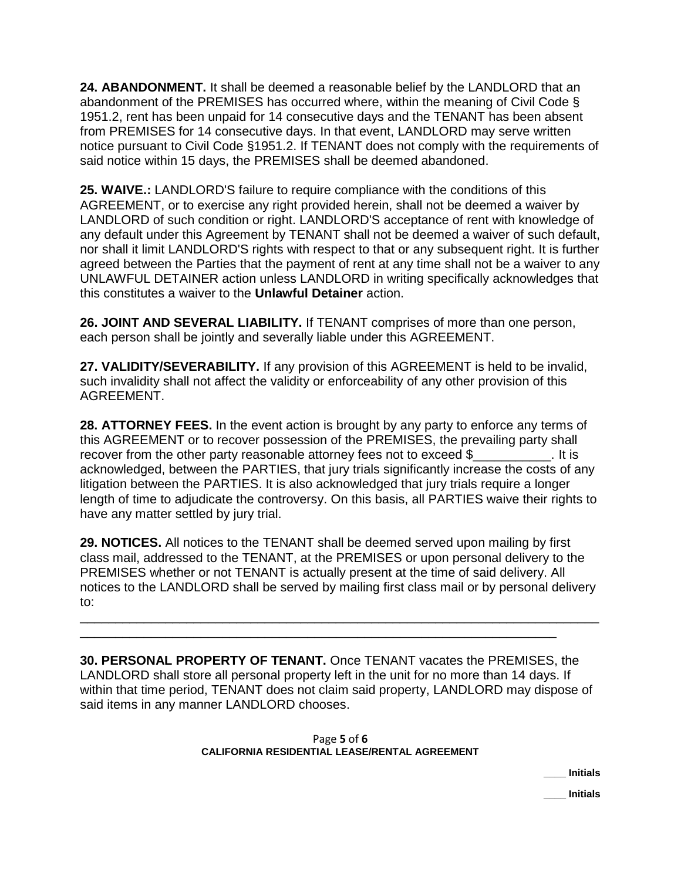**24. ABANDONMENT.** It shall be deemed a reasonable belief by the LANDLORD that an abandonment of the PREMISES has occurred where, within the meaning of Civil Code § 1951.2, rent has been unpaid for 14 consecutive days and the TENANT has been absent from PREMISES for 14 consecutive days. In that event, LANDLORD may serve written notice pursuant to Civil Code §1951.2. If TENANT does not comply with the requirements of said notice within 15 days, the PREMISES shall be deemed abandoned.

**25. WAIVE.:** LANDLORD'S failure to require compliance with the conditions of this AGREEMENT, or to exercise any right provided herein, shall not be deemed a waiver by LANDLORD of such condition or right. LANDLORD'S acceptance of rent with knowledge of any default under this Agreement by TENANT shall not be deemed a waiver of such default, nor shall it limit LANDLORD'S rights with respect to that or any subsequent right. It is further agreed between the Parties that the payment of rent at any time shall not be a waiver to any UNLAWFUL DETAINER action unless LANDLORD in writing specifically acknowledges that this constitutes a waiver to the **Unlawful Detainer** action.

**26. JOINT AND SEVERAL LIABILITY.** If TENANT comprises of more than one person, each person shall be jointly and severally liable under this AGREEMENT.

**27. VALIDITY/SEVERABILITY.** If any provision of this AGREEMENT is held to be invalid, such invalidity shall not affect the validity or enforceability of any other provision of this AGREEMENT.

**28. ATTORNEY FEES.** In the event action is brought by any party to enforce any terms of this AGREEMENT or to recover possession of the PREMISES, the prevailing party shall recover from the other party reasonable attorney fees not to exceed $___________. It is acknowledged, between the PARTIES, that jury trials significantly increase the costs of any litigation between the PARTIES. It is also acknowledged that jury trials require a longer length of time to adjudicate the controversy. On this basis, all PARTIES waive their rights to have any matter settled by jury trial.

**29. NOTICES.** All notices to the TENANT shall be deemed served upon mailing by first class mail, addressed to the TENANT, at the PREMISES or upon personal delivery to the PREMISES whether or not TENANT is actually present at the time of said delivery. All notices to the LANDLORD shall be served by mailing first class mail or by personal delivery to:

_____________________________________________________________________________
_____________________________________________________________________

**30. PERSONAL PROPERTY OF TENANT.** Once TENANT vacates the PREMISES, the LANDLORD shall store all personal property left in the unit for no more than 14 days. If within that time period, TENANT does not claim said property, LANDLORD may dispose of said items in any manner LANDLORD chooses.

____ **Initials**

____ **Initials**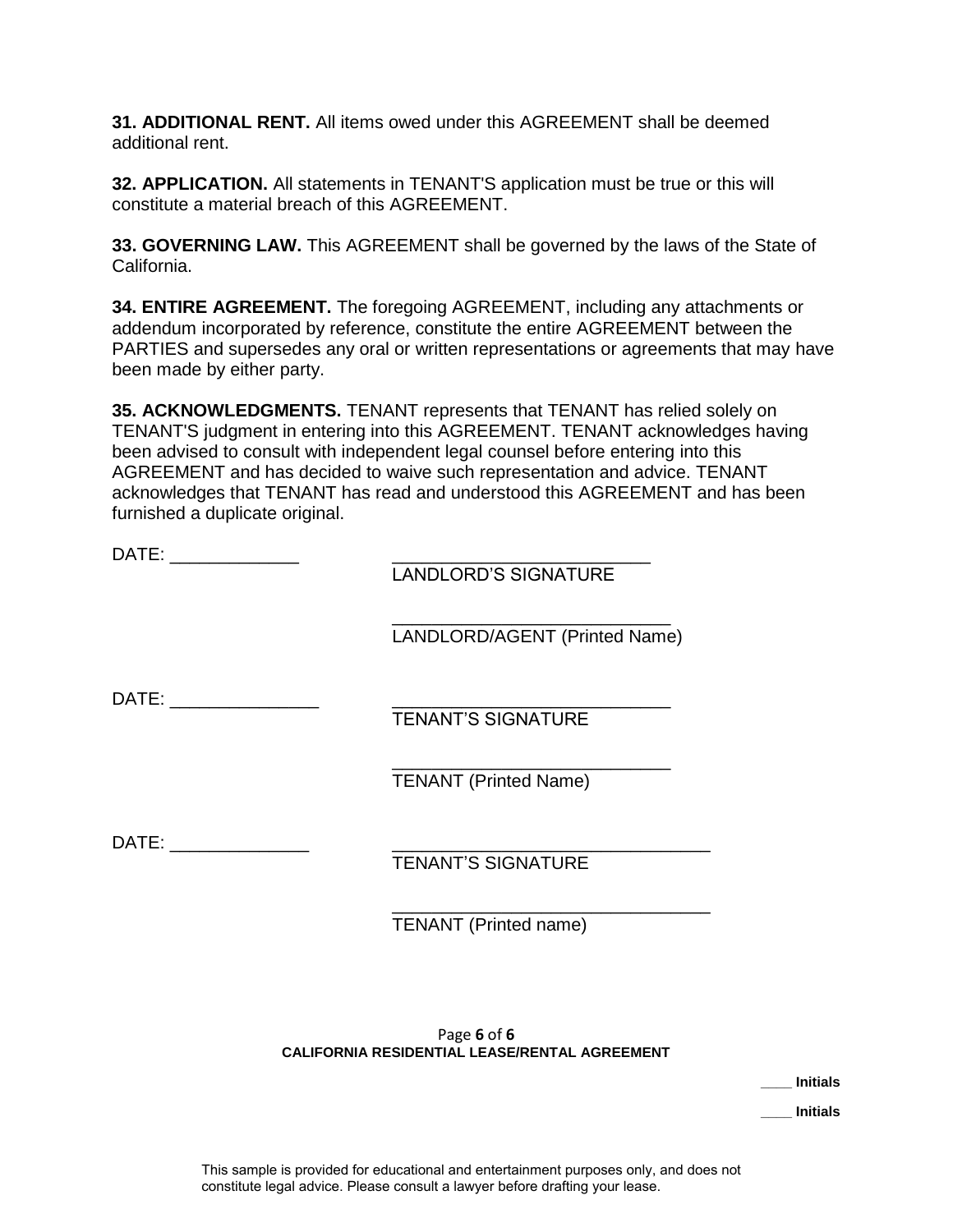**31. ADDITIONAL RENT.** All items owed under this AGREEMENT shall be deemed additional rent.

**32. APPLICATION.** All statements in TENANT'S application must be true or this will constitute a material breach of this AGREEMENT.

**33. GOVERNING LAW.** This AGREEMENT shall be governed by the laws of the State of California.

**34. ENTIRE AGREEMENT.** The foregoing AGREEMENT, including any attachments or addendum incorporated by reference, constitute the entire AGREEMENT between the PARTIES and supersedes any oral or written representations or agreements that may have been made by either party.

**35. ACKNOWLEDGMENTS.** TENANT represents that TENANT has relied solely on TENANT'S judgment in entering into this AGREEMENT. TENANT acknowledges having been advised to consult with independent legal counsel before entering into this AGREEMENT and has decided to waive such representation and advice. TENANT acknowledges that TENANT has read and understood this AGREEMENT and has been furnished a duplicate original.

DATE: _____________ ___________________________
LANDLORD'S SIGNATURE

___________________________
LANDLORD/AGENT (Printed Name)

DATE: _______________ ___________________________
TENANT'S SIGNATURE

___________________________
TENANT (Printed Name)

DATE: ______________ ________________________________
TENANT'S SIGNATURE

________________________________
TENANT (Printed name)

**CALIFORNIA RESIDENTIAL LEASE/RENTAL AGREEMENT**

____ **Initials**

____ **Initials**

This sample is provided for educational and entertainment purposes only, and does not constitute legal advice. Please consult a lawyer before drafting your lease.